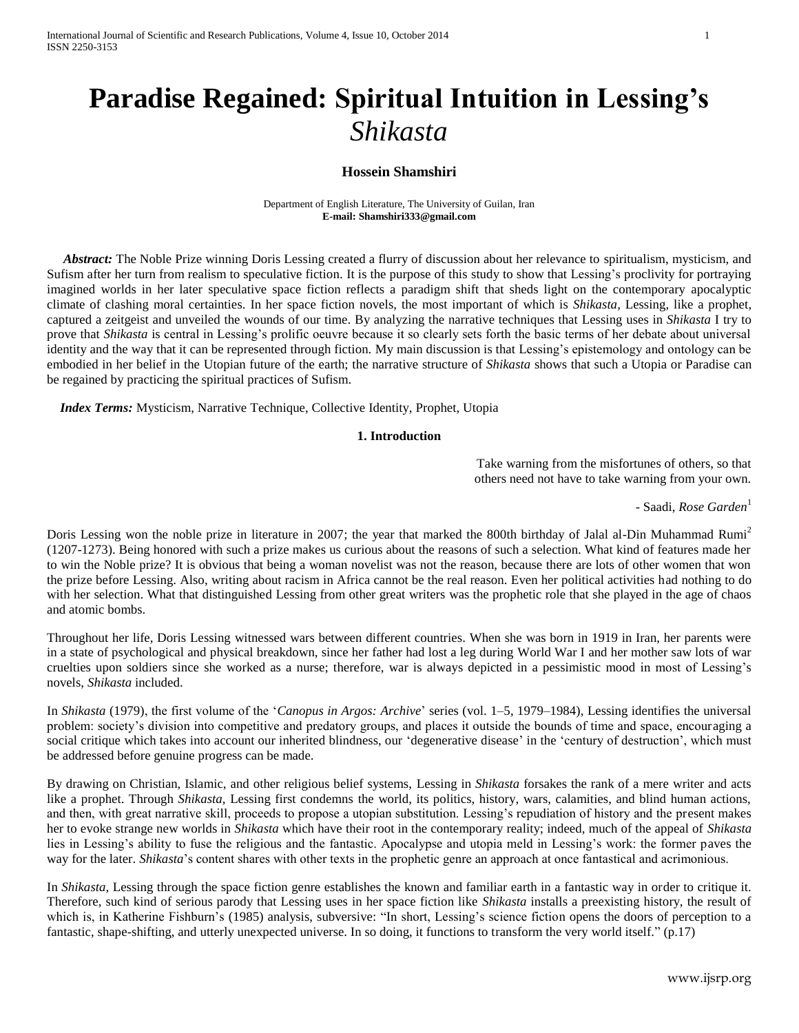# Paradise Regained: Spiritual Intuition in Lessing's *Shikasta*

**Hossein Shamshiri**

Department of English Literature, The University of Guilan, Iran
**E-mail: Shamshiri333@gmail.com**

***Abstract:*** The Noble Prize winning Doris Lessing created a flurry of discussion about her relevance to spiritualism, mysticism, and Sufism after her turn from realism to speculative fiction. It is the purpose of this study to show that Lessing's proclivity for portraying imagined worlds in her later speculative space fiction reflects a paradigm shift that sheds light on the contemporary apocalyptic climate of clashing moral certainties. In her space fiction novels, the most important of which is *Shikasta*, Lessing, like a prophet, captured a zeitgeist and unveiled the wounds of our time. By analyzing the narrative techniques that Lessing uses in *Shikasta* I try to prove that *Shikasta* is central in Lessing's prolific oeuvre because it so clearly sets forth the basic terms of her debate about universal identity and the way that it can be represented through fiction. My main discussion is that Lessing's epistemology and ontology can be embodied in her belief in the Utopian future of the earth; the narrative structure of *Shikasta* shows that such a Utopia or Paradise can be regained by practicing the spiritual practices of Sufism.

***Index Terms:*** Mysticism, Narrative Technique, Collective Identity, Prophet, Utopia

## 1. Introduction

> Take warning from the misfortunes of others, so that others need not have to take warning from your own.
>
> - Saadi, *Rose Garden*[1]

Doris Lessing won the noble prize in literature in 2007; the year that marked the 800th birthday of Jalal al-Din Muhammad Rumi[2] (1207-1273). Being honored with such a prize makes us curious about the reasons of such a selection. What kind of features made her to win the Noble prize? It is obvious that being a woman novelist was not the reason, because there are lots of other women that won the prize before Lessing. Also, writing about racism in Africa cannot be the real reason. Even her political activities had nothing to do with her selection. What that distinguished Lessing from other great writers was the prophetic role that she played in the age of chaos and atomic bombs.

Throughout her life, Doris Lessing witnessed wars between different countries. When she was born in 1919 in Iran, her parents were in a state of psychological and physical breakdown, since her father had lost a leg during World War I and her mother saw lots of war cruelties upon soldiers since she worked as a nurse; therefore, war is always depicted in a pessimistic mood in most of Lessing's novels, *Shikasta* included.

In *Shikasta* (1979), the first volume of the '*Canopus in Argos: Archive*' series (vol. 1–5, 1979–1984), Lessing identifies the universal problem: society's division into competitive and predatory groups, and places it outside the bounds of time and space, encouraging a social critique which takes into account our inherited blindness, our 'degenerative disease' in the 'century of destruction', which must be addressed before genuine progress can be made.

By drawing on Christian, Islamic, and other religious belief systems, Lessing in *Shikasta* forsakes the rank of a mere writer and acts like a prophet. Through *Shikasta*, Lessing first condemns the world, its politics, history, wars, calamities, and blind human actions, and then, with great narrative skill, proceeds to propose a utopian substitution. Lessing's repudiation of history and the present makes her to evoke strange new worlds in *Shikasta* which have their root in the contemporary reality; indeed, much of the appeal of *Shikasta* lies in Lessing's ability to fuse the religious and the fantastic. Apocalypse and utopia meld in Lessing's work: the former paves the way for the later. *Shikasta*'s content shares with other texts in the prophetic genre an approach at once fantastical and acrimonious.

In *Shikasta,* Lessing through the space fiction genre establishes the known and familiar earth in a fantastic way in order to critique it. Therefore, such kind of serious parody that Lessing uses in her space fiction like *Shikasta* installs a preexisting history, the result of which is, in Katherine Fishburn's (1985) analysis, subversive: "In short, Lessing's science fiction opens the doors of perception to a fantastic, shape-shifting, and utterly unexpected universe. In so doing, it functions to transform the very world itself." (p.17)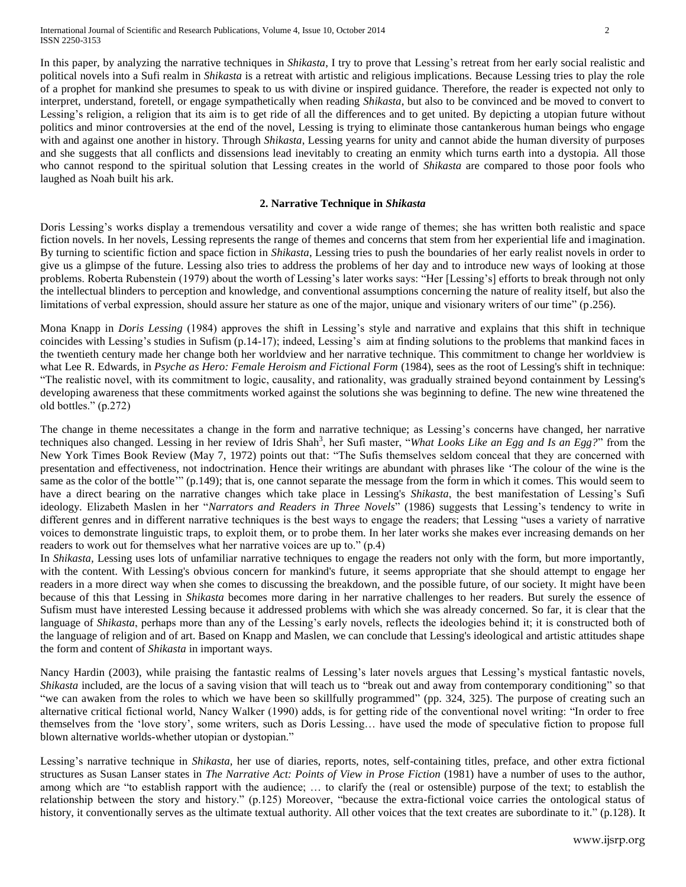In this paper, by analyzing the narrative techniques in *Shikasta*, I try to prove that Lessing's retreat from her early social realistic and political novels into a Sufi realm in *Shikasta* is a retreat with artistic and religious implications. Because Lessing tries to play the role of a prophet for mankind she presumes to speak to us with divine or inspired guidance. Therefore, the reader is expected not only to interpret, understand, foretell, or engage sympathetically when reading *Shikasta*, but also to be convinced and be moved to convert to Lessing's religion, a religion that its aim is to get ride of all the differences and to get united. By depicting a utopian future without politics and minor controversies at the end of the novel, Lessing is trying to eliminate those cantankerous human beings who engage with and against one another in history. Through *Shikasta*, Lessing yearns for unity and cannot abide the human diversity of purposes and she suggests that all conflicts and dissensions lead inevitably to creating an enmity which turns earth into a dystopia. All those who cannot respond to the spiritual solution that Lessing creates in the world of *Shikasta* are compared to those poor fools who laughed as Noah built his ark.

## 2. Narrative Technique in *Shikasta*

Doris Lessing's works display a tremendous versatility and cover a wide range of themes; she has written both realistic and space fiction novels. In her novels, Lessing represents the range of themes and concerns that stem from her experiential life and imagination. By turning to scientific fiction and space fiction in *Shikasta*, Lessing tries to push the boundaries of her early realist novels in order to give us a glimpse of the future. Lessing also tries to address the problems of her day and to introduce new ways of looking at those problems. Roberta Rubenstein (1979) about the worth of Lessing's later works says: "Her [Lessing's] efforts to break through not only the intellectual blinders to perception and knowledge, and conventional assumptions concerning the nature of reality itself, but also the limitations of verbal expression, should assure her stature as one of the major, unique and visionary writers of our time" (p.256).

Mona Knapp in *Doris Lessing* (1984) approves the shift in Lessing's style and narrative and explains that this shift in technique coincides with Lessing's studies in Sufism (p.14-17); indeed, Lessing's aim at finding solutions to the problems that mankind faces in the twentieth century made her change both her worldview and her narrative technique. This commitment to change her worldview is what Lee R. Edwards, in *Psyche as Hero: Female Heroism and Fictional Form* (1984), sees as the root of Lessing's shift in technique: "The realistic novel, with its commitment to logic, causality, and rationality, was gradually strained beyond containment by Lessing's developing awareness that these commitments worked against the solutions she was beginning to define. The new wine threatened the old bottles." (p.272)

The change in theme necessitates a change in the form and narrative technique; as Lessing's concerns have changed, her narrative techniques also changed. Lessing in her review of Idris Shah[3], her Sufi master, "*What Looks Like an Egg and Is an Egg?*" from the New York Times Book Review (May 7, 1972) points out that: "The Sufis themselves seldom conceal that they are concerned with presentation and effectiveness, not indoctrination. Hence their writings are abundant with phrases like 'The colour of the wine is the same as the color of the bottle'" (p.149); that is, one cannot separate the message from the form in which it comes. This would seem to have a direct bearing on the narrative changes which take place in Lessing's *Shikasta*, the best manifestation of Lessing's Sufi ideology. Elizabeth Maslen in her "*Narrators and Readers in Three Novels*" (1986) suggests that Lessing's tendency to write in different genres and in different narrative techniques is the best ways to engage the readers; that Lessing "uses a variety of narrative voices to demonstrate linguistic traps, to exploit them, or to probe them. In her later works she makes ever increasing demands on her readers to work out for themselves what her narrative voices are up to." (p.4)

In *Shikasta,* Lessing uses lots of unfamiliar narrative techniques to engage the readers not only with the form, but more importantly, with the content. With Lessing's obvious concern for mankind's future, it seems appropriate that she should attempt to engage her readers in a more direct way when she comes to discussing the breakdown, and the possible future, of our society. It might have been because of this that Lessing in *Shikasta* becomes more daring in her narrative challenges to her readers. But surely the essence of Sufism must have interested Lessing because it addressed problems with which she was already concerned. So far, it is clear that the language of *Shikasta*, perhaps more than any of the Lessing's early novels, reflects the ideologies behind it; it is constructed both of the language of religion and of art. Based on Knapp and Maslen, we can conclude that Lessing's ideological and artistic attitudes shape the form and content of *Shikasta* in important ways.

Nancy Hardin (2003), while praising the fantastic realms of Lessing's later novels argues that Lessing's mystical fantastic novels, *Shikasta* included, are the locus of a saving vision that will teach us to "break out and away from contemporary conditioning" so that "we can awaken from the roles to which we have been so skillfully programmed" (pp. 324, 325). The purpose of creating such an alternative critical fictional world, Nancy Walker (1990) adds, is for getting ride of the conventional novel writing: "In order to free themselves from the 'love story', some writers, such as Doris Lessing… have used the mode of speculative fiction to propose full blown alternative worlds-whether utopian or dystopian."

Lessing's narrative technique in *Shikasta*, her use of diaries, reports, notes, self-containing titles, preface, and other extra fictional structures as Susan Lanser states in *The Narrative Act: Points of View in Prose Fiction* (1981) have a number of uses to the author, among which are "to establish rapport with the audience; … to clarify the (real or ostensible) purpose of the text; to establish the relationship between the story and history." (p.125) Moreover, "because the extra-fictional voice carries the ontological status of history, it conventionally serves as the ultimate textual authority. All other voices that the text creates are subordinate to it." (p.128). It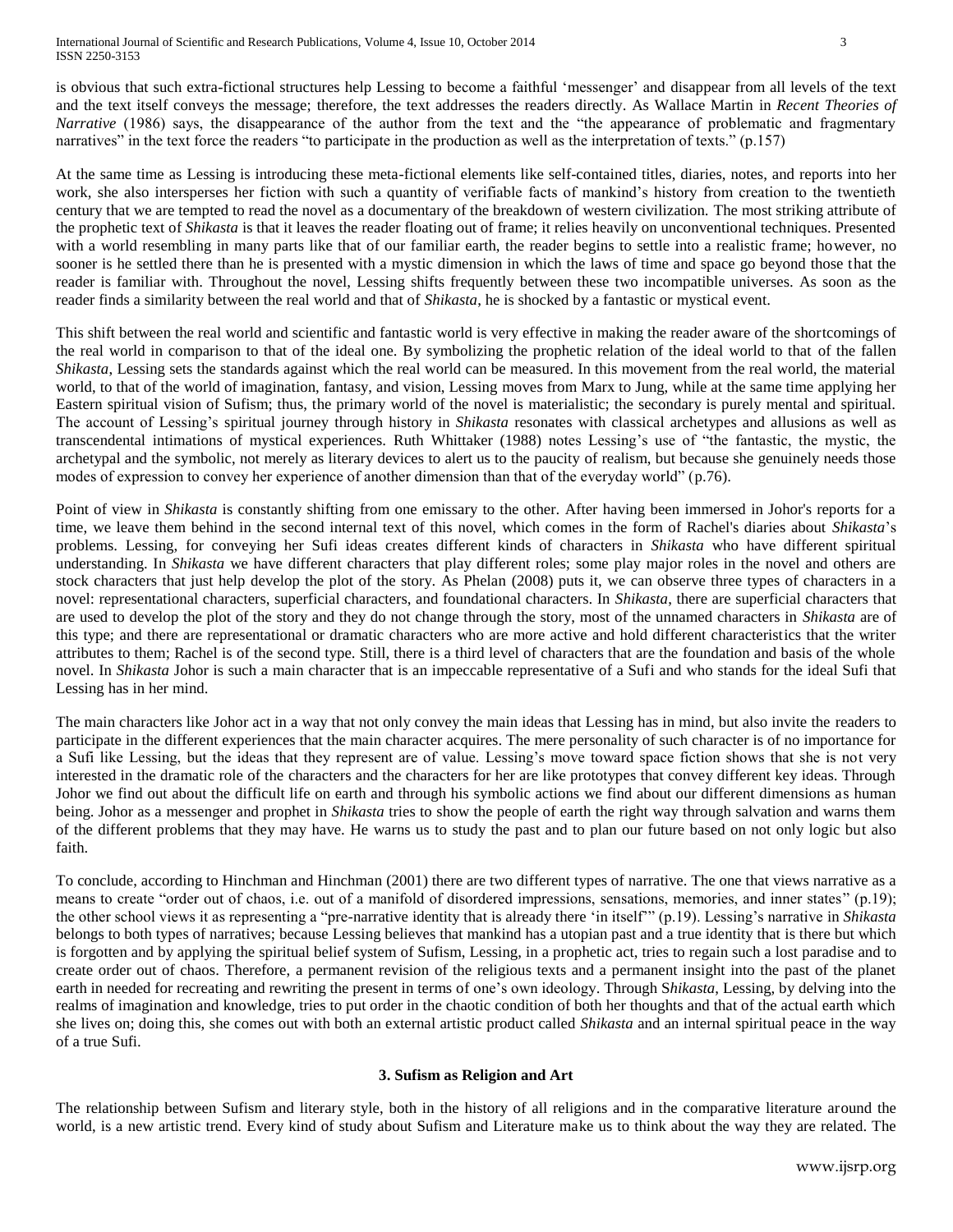is obvious that such extra-fictional structures help Lessing to become a faithful 'messenger' and disappear from all levels of the text and the text itself conveys the message; therefore, the text addresses the readers directly. As Wallace Martin in *Recent Theories of Narrative* (1986) says, the disappearance of the author from the text and the "the appearance of problematic and fragmentary narratives" in the text force the readers "to participate in the production as well as the interpretation of texts." (p.157)

At the same time as Lessing is introducing these meta-fictional elements like self-contained titles, diaries, notes, and reports into her work, she also intersperses her fiction with such a quantity of verifiable facts of mankind's history from creation to the twentieth century that we are tempted to read the novel as a documentary of the breakdown of western civilization. The most striking attribute of the prophetic text of *Shikasta* is that it leaves the reader floating out of frame; it relies heavily on unconventional techniques. Presented with a world resembling in many parts like that of our familiar earth, the reader begins to settle into a realistic frame; however, no sooner is he settled there than he is presented with a mystic dimension in which the laws of time and space go beyond those that the reader is familiar with. Throughout the novel, Lessing shifts frequently between these two incompatible universes. As soon as the reader finds a similarity between the real world and that of *Shikasta*, he is shocked by a fantastic or mystical event.

This shift between the real world and scientific and fantastic world is very effective in making the reader aware of the shortcomings of the real world in comparison to that of the ideal one. By symbolizing the prophetic relation of the ideal world to that of the fallen *Shikasta*, Lessing sets the standards against which the real world can be measured. In this movement from the real world, the material world, to that of the world of imagination, fantasy, and vision, Lessing moves from Marx to Jung, while at the same time applying her Eastern spiritual vision of Sufism; thus, the primary world of the novel is materialistic; the secondary is purely mental and spiritual. The account of Lessing's spiritual journey through history in *Shikasta* resonates with classical archetypes and allusions as well as transcendental intimations of mystical experiences. Ruth Whittaker (1988) notes Lessing's use of "the fantastic, the mystic, the archetypal and the symbolic, not merely as literary devices to alert us to the paucity of realism, but because she genuinely needs those modes of expression to convey her experience of another dimension than that of the everyday world" (p.76).

Point of view in *Shikasta* is constantly shifting from one emissary to the other. After having been immersed in Johor's reports for a time, we leave them behind in the second internal text of this novel, which comes in the form of Rachel's diaries about *Shikasta*'s problems. Lessing, for conveying her Sufi ideas creates different kinds of characters in *Shikasta* who have different spiritual understanding. In *Shikasta* we have different characters that play different roles; some play major roles in the novel and others are stock characters that just help develop the plot of the story. As Phelan (2008) puts it, we can observe three types of characters in a novel: representational characters, superficial characters, and foundational characters. In *Shikasta*, there are superficial characters that are used to develop the plot of the story and they do not change through the story, most of the unnamed characters in *Shikasta* are of this type; and there are representational or dramatic characters who are more active and hold different characteristics that the writer attributes to them; Rachel is of the second type. Still, there is a third level of characters that are the foundation and basis of the whole novel. In *Shikasta* Johor is such a main character that is an impeccable representative of a Sufi and who stands for the ideal Sufi that Lessing has in her mind.

The main characters like Johor act in a way that not only convey the main ideas that Lessing has in mind, but also invite the readers to participate in the different experiences that the main character acquires. The mere personality of such character is of no importance for a Sufi like Lessing, but the ideas that they represent are of value. Lessing's move toward space fiction shows that she is not very interested in the dramatic role of the characters and the characters for her are like prototypes that convey different key ideas. Through Johor we find out about the difficult life on earth and through his symbolic actions we find about our different dimensions as human being. Johor as a messenger and prophet in *Shikasta* tries to show the people of earth the right way through salvation and warns them of the different problems that they may have. He warns us to study the past and to plan our future based on not only logic but also faith.

To conclude, according to Hinchman and Hinchman (2001) there are two different types of narrative. The one that views narrative as a means to create "order out of chaos, i.e. out of a manifold of disordered impressions, sensations, memories, and inner states" (p.19); the other school views it as representing a "pre-narrative identity that is already there 'in itself'" (p.19). Lessing's narrative in *Shikasta* belongs to both types of narratives; because Lessing believes that mankind has a utopian past and a true identity that is there but which is forgotten and by applying the spiritual belief system of Sufism, Lessing, in a prophetic act, tries to regain such a lost paradise and to create order out of chaos. Therefore, a permanent revision of the religious texts and a permanent insight into the past of the planet earth in needed for recreating and rewriting the present in terms of one's own ideology. Through S*hikasta*, Lessing, by delving into the realms of imagination and knowledge, tries to put order in the chaotic condition of both her thoughts and that of the actual earth which she lives on; doing this, she comes out with both an external artistic product called *Shikasta* and an internal spiritual peace in the way of a true Sufi.

## 3. Sufism as Religion and Art

The relationship between Sufism and literary style, both in the history of all religions and in the comparative literature around the world, is a new artistic trend. Every kind of study about Sufism and Literature make us to think about the way they are related. The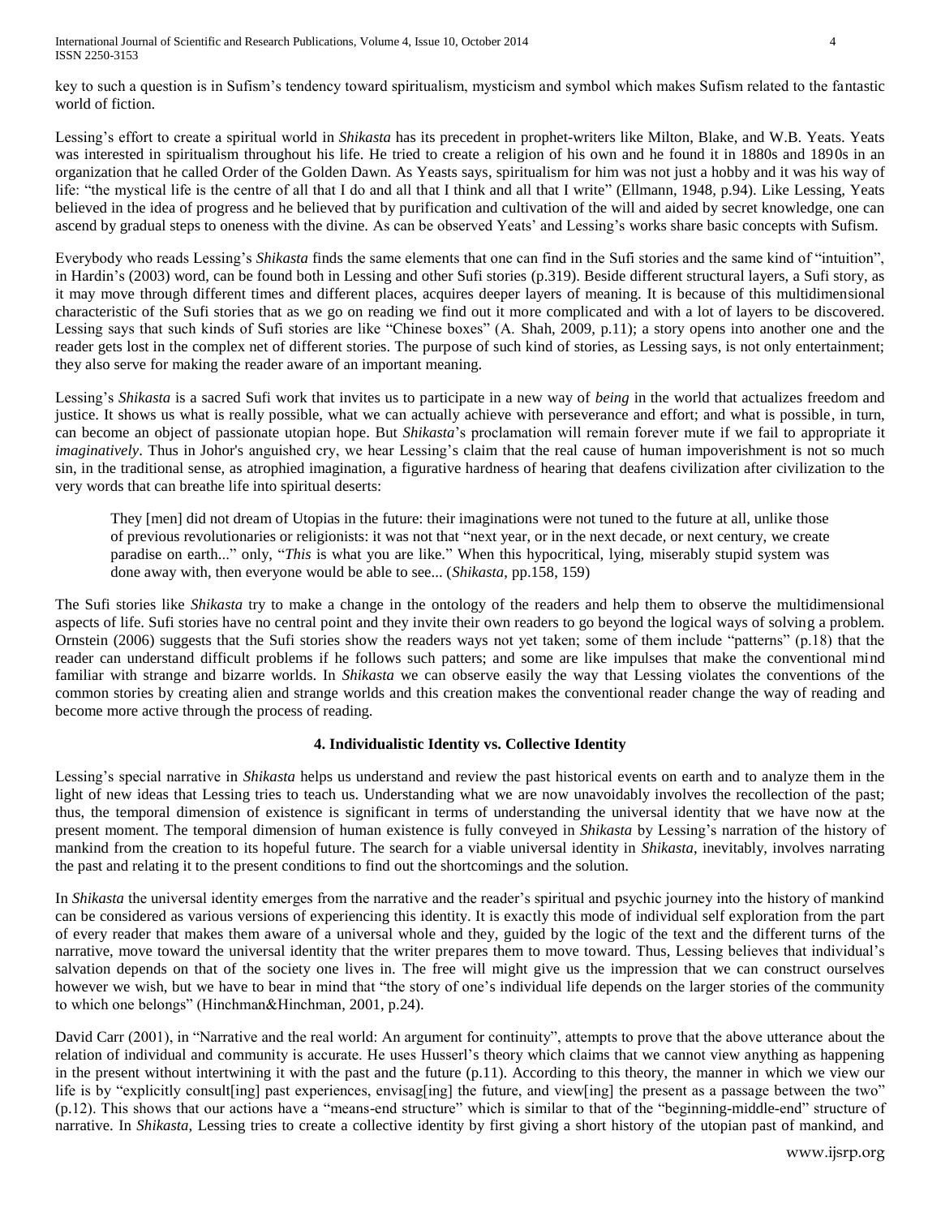key to such a question is in Sufism's tendency toward spiritualism, mysticism and symbol which makes Sufism related to the fantastic world of fiction.

Lessing's effort to create a spiritual world in *Shikasta* has its precedent in prophet-writers like Milton, Blake, and W.B. Yeats. Yeats was interested in spiritualism throughout his life. He tried to create a religion of his own and he found it in 1880s and 1890s in an organization that he called Order of the Golden Dawn. As Yeasts says, spiritualism for him was not just a hobby and it was his way of life: "the mystical life is the centre of all that I do and all that I think and all that I write" (Ellmann, 1948, p.94). Like Lessing, Yeats believed in the idea of progress and he believed that by purification and cultivation of the will and aided by secret knowledge, one can ascend by gradual steps to oneness with the divine. As can be observed Yeats' and Lessing's works share basic concepts with Sufism.

Everybody who reads Lessing's *Shikasta* finds the same elements that one can find in the Sufi stories and the same kind of "intuition", in Hardin's (2003) word, can be found both in Lessing and other Sufi stories (p.319). Beside different structural layers, a Sufi story, as it may move through different times and different places, acquires deeper layers of meaning. It is because of this multidimensional characteristic of the Sufi stories that as we go on reading we find out it more complicated and with a lot of layers to be discovered. Lessing says that such kinds of Sufi stories are like "Chinese boxes" (A. Shah, 2009, p.11); a story opens into another one and the reader gets lost in the complex net of different stories. The purpose of such kind of stories, as Lessing says, is not only entertainment; they also serve for making the reader aware of an important meaning.

Lessing's *Shikasta* is a sacred Sufi work that invites us to participate in a new way of *being* in the world that actualizes freedom and justice. It shows us what is really possible, what we can actually achieve with perseverance and effort; and what is possible, in turn, can become an object of passionate utopian hope. But *Shikasta*'s proclamation will remain forever mute if we fail to appropriate it *imaginatively*. Thus in Johor's anguished cry, we hear Lessing's claim that the real cause of human impoverishment is not so much sin, in the traditional sense, as atrophied imagination, a figurative hardness of hearing that deafens civilization after civilization to the very words that can breathe life into spiritual deserts:

> They [men] did not dream of Utopias in the future: their imaginations were not tuned to the future at all, unlike those of previous revolutionaries or religionists: it was not that "next year, or in the next decade, or next century, we create paradise on earth..." only, "*This* is what you are like." When this hypocritical, lying, miserably stupid system was done away with, then everyone would be able to see... (*Shikasta*, pp.158, 159)

The Sufi stories like *Shikasta* try to make a change in the ontology of the readers and help them to observe the multidimensional aspects of life. Sufi stories have no central point and they invite their own readers to go beyond the logical ways of solving a problem. Ornstein (2006) suggests that the Sufi stories show the readers ways not yet taken; some of them include "patterns" (p.18) that the reader can understand difficult problems if he follows such patters; and some are like impulses that make the conventional mind familiar with strange and bizarre worlds. In *Shikasta* we can observe easily the way that Lessing violates the conventions of the common stories by creating alien and strange worlds and this creation makes the conventional reader change the way of reading and become more active through the process of reading.

## 4. Individualistic Identity vs. Collective Identity

Lessing's special narrative in *Shikasta* helps us understand and review the past historical events on earth and to analyze them in the light of new ideas that Lessing tries to teach us. Understanding what we are now unavoidably involves the recollection of the past; thus, the temporal dimension of existence is significant in terms of understanding the universal identity that we have now at the present moment. The temporal dimension of human existence is fully conveyed in *Shikasta* by Lessing's narration of the history of mankind from the creation to its hopeful future. The search for a viable universal identity in *Shikasta*, inevitably, involves narrating the past and relating it to the present conditions to find out the shortcomings and the solution.

In *Shikasta* the universal identity emerges from the narrative and the reader's spiritual and psychic journey into the history of mankind can be considered as various versions of experiencing this identity. It is exactly this mode of individual self exploration from the part of every reader that makes them aware of a universal whole and they, guided by the logic of the text and the different turns of the narrative, move toward the universal identity that the writer prepares them to move toward. Thus, Lessing believes that individual's salvation depends on that of the society one lives in. The free will might give us the impression that we can construct ourselves however we wish, but we have to bear in mind that "the story of one's individual life depends on the larger stories of the community to which one belongs" (Hinchman&Hinchman, 2001, p.24).

David Carr (2001), in "Narrative and the real world: An argument for continuity", attempts to prove that the above utterance about the relation of individual and community is accurate. He uses Husserl's theory which claims that we cannot view anything as happening in the present without intertwining it with the past and the future (p.11). According to this theory, the manner in which we view our life is by "explicitly consult[ing] past experiences, envisag[ing] the future, and view[ing] the present as a passage between the two" (p.12). This shows that our actions have a "means-end structure" which is similar to that of the "beginning-middle-end" structure of narrative. In *Shikasta,* Lessing tries to create a collective identity by first giving a short history of the utopian past of mankind, and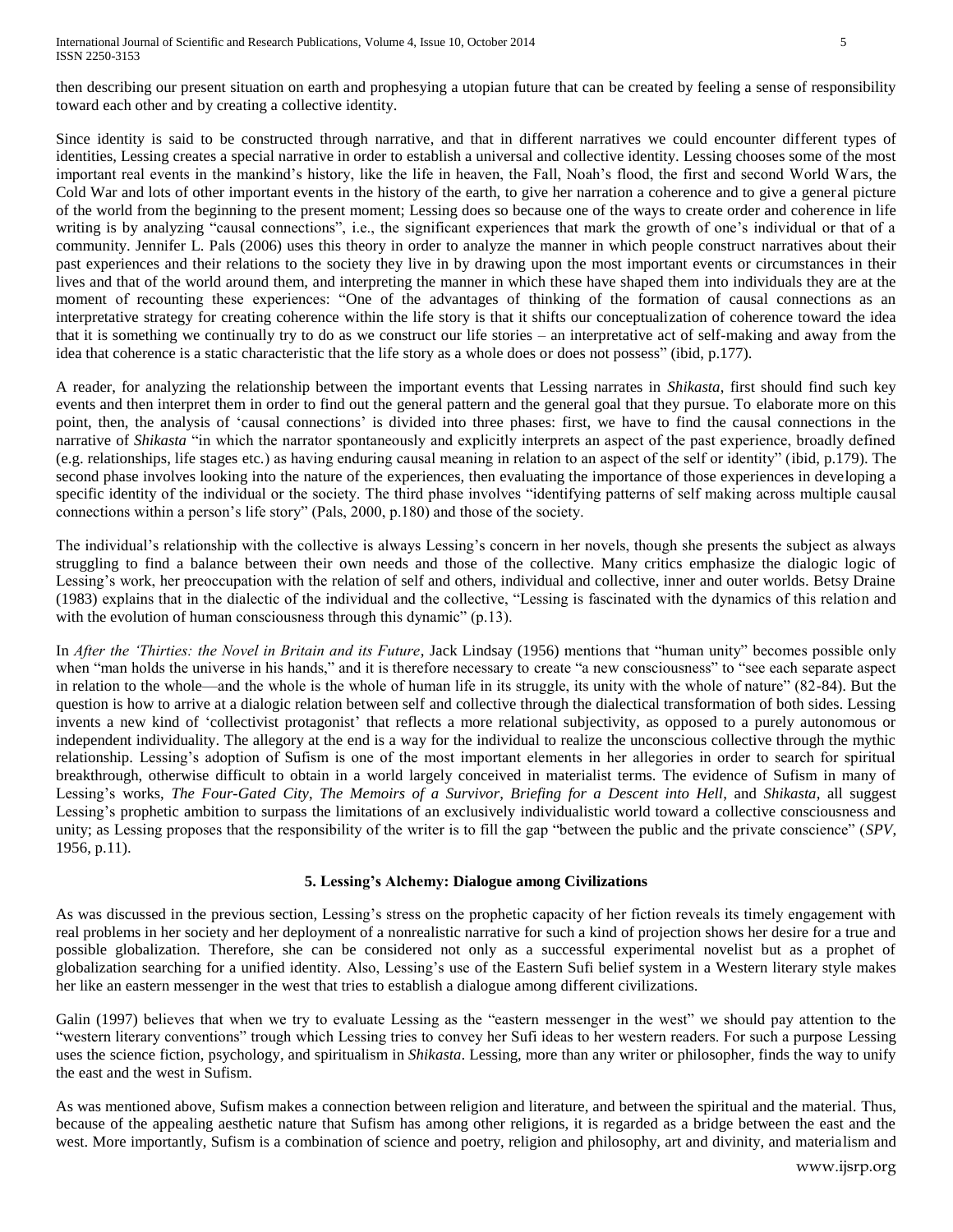then describing our present situation on earth and prophesying a utopian future that can be created by feeling a sense of responsibility toward each other and by creating a collective identity.

Since identity is said to be constructed through narrative, and that in different narratives we could encounter different types of identities, Lessing creates a special narrative in order to establish a universal and collective identity. Lessing chooses some of the most important real events in the mankind's history, like the life in heaven, the Fall, Noah's flood, the first and second World Wars, the Cold War and lots of other important events in the history of the earth, to give her narration a coherence and to give a general picture of the world from the beginning to the present moment; Lessing does so because one of the ways to create order and coherence in life writing is by analyzing "causal connections", i.e., the significant experiences that mark the growth of one's individual or that of a community. Jennifer L. Pals (2006) uses this theory in order to analyze the manner in which people construct narratives about their past experiences and their relations to the society they live in by drawing upon the most important events or circumstances in their lives and that of the world around them, and interpreting the manner in which these have shaped them into individuals they are at the moment of recounting these experiences: "One of the advantages of thinking of the formation of causal connections as an interpretative strategy for creating coherence within the life story is that it shifts our conceptualization of coherence toward the idea that it is something we continually try to do as we construct our life stories – an interpretative act of self-making and away from the idea that coherence is a static characteristic that the life story as a whole does or does not possess" (ibid, p.177).

A reader, for analyzing the relationship between the important events that Lessing narrates in *Shikasta*, first should find such key events and then interpret them in order to find out the general pattern and the general goal that they pursue. To elaborate more on this point, then, the analysis of 'causal connections' is divided into three phases: first, we have to find the causal connections in the narrative of *Shikasta* "in which the narrator spontaneously and explicitly interprets an aspect of the past experience, broadly defined (e.g. relationships, life stages etc.) as having enduring causal meaning in relation to an aspect of the self or identity" (ibid, p.179). The second phase involves looking into the nature of the experiences, then evaluating the importance of those experiences in developing a specific identity of the individual or the society. The third phase involves "identifying patterns of self making across multiple causal connections within a person's life story" (Pals, 2000, p.180) and those of the society.

The individual's relationship with the collective is always Lessing's concern in her novels, though she presents the subject as always struggling to find a balance between their own needs and those of the collective. Many critics emphasize the dialogic logic of Lessing's work, her preoccupation with the relation of self and others, individual and collective, inner and outer worlds. Betsy Draine (1983) explains that in the dialectic of the individual and the collective, "Lessing is fascinated with the dynamics of this relation and with the evolution of human consciousness through this dynamic" (p.13).

In *After the 'Thirties: the Novel in Britain and its Future*, Jack Lindsay (1956) mentions that "human unity" becomes possible only when "man holds the universe in his hands," and it is therefore necessary to create "a new consciousness" to "see each separate aspect in relation to the whole—and the whole is the whole of human life in its struggle, its unity with the whole of nature" (82-84). But the question is how to arrive at a dialogic relation between self and collective through the dialectical transformation of both sides. Lessing invents a new kind of 'collectivist protagonist' that reflects a more relational subjectivity, as opposed to a purely autonomous or independent individuality. The allegory at the end is a way for the individual to realize the unconscious collective through the mythic relationship. Lessing's adoption of Sufism is one of the most important elements in her allegories in order to search for spiritual breakthrough, otherwise difficult to obtain in a world largely conceived in materialist terms. The evidence of Sufism in many of Lessing's works, *The Four-Gated City*, *The Memoirs of a Survivor*, *Briefing for a Descent into Hell*, and *Shikasta*, all suggest Lessing's prophetic ambition to surpass the limitations of an exclusively individualistic world toward a collective consciousness and unity; as Lessing proposes that the responsibility of the writer is to fill the gap "between the public and the private conscience" (*SPV*, 1956, p.11).

### 5. Lessing's Alchemy: Dialogue among Civilizations

As was discussed in the previous section, Lessing's stress on the prophetic capacity of her fiction reveals its timely engagement with real problems in her society and her deployment of a nonrealistic narrative for such a kind of projection shows her desire for a true and possible globalization. Therefore, she can be considered not only as a successful experimental novelist but as a prophet of globalization searching for a unified identity. Also, Lessing's use of the Eastern Sufi belief system in a Western literary style makes her like an eastern messenger in the west that tries to establish a dialogue among different civilizations.

Galin (1997) believes that when we try to evaluate Lessing as the "eastern messenger in the west" we should pay attention to the "western literary conventions" trough which Lessing tries to convey her Sufi ideas to her western readers. For such a purpose Lessing uses the science fiction, psychology, and spiritualism in *Shikasta*. Lessing, more than any writer or philosopher, finds the way to unify the east and the west in Sufism.

As was mentioned above, Sufism makes a connection between religion and literature, and between the spiritual and the material. Thus, because of the appealing aesthetic nature that Sufism has among other religions, it is regarded as a bridge between the east and the west. More importantly, Sufism is a combination of science and poetry, religion and philosophy, art and divinity, and materialism and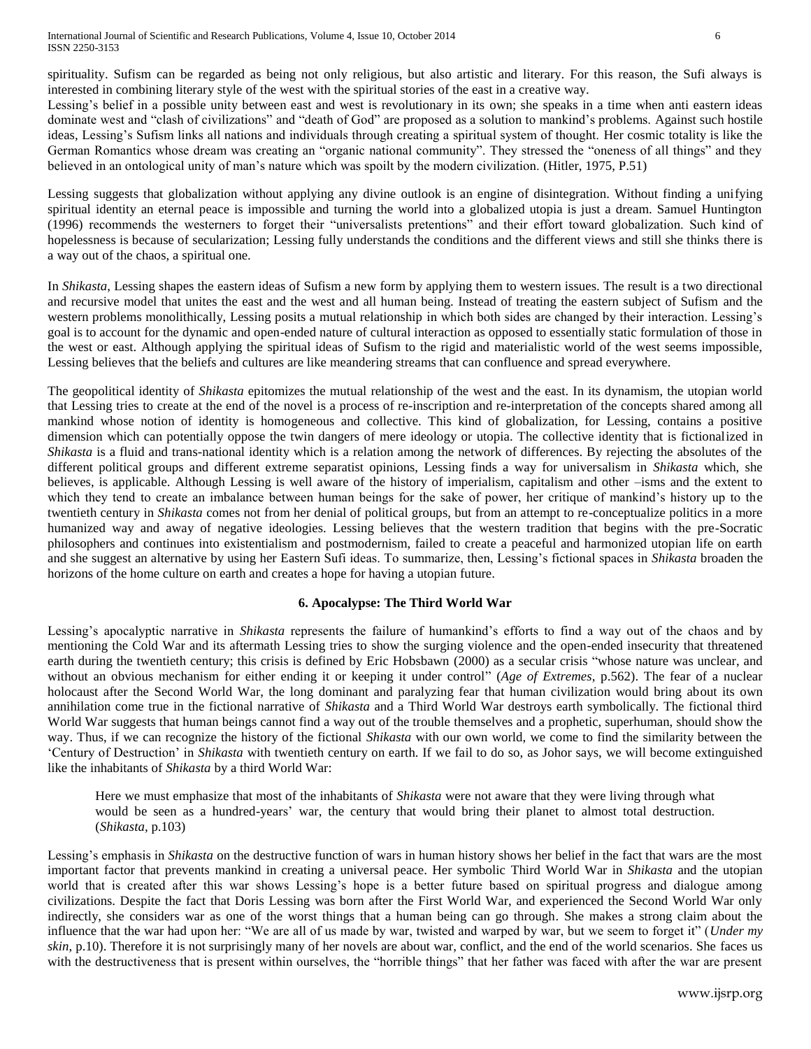spirituality. Sufism can be regarded as being not only religious, but also artistic and literary. For this reason, the Sufi always is interested in combining literary style of the west with the spiritual stories of the east in a creative way.
Lessing's belief in a possible unity between east and west is revolutionary in its own; she speaks in a time when anti eastern ideas dominate west and "clash of civilizations" and "death of God" are proposed as a solution to mankind's problems. Against such hostile ideas, Lessing's Sufism links all nations and individuals through creating a spiritual system of thought. Her cosmic totality is like the German Romantics whose dream was creating an "organic national community". They stressed the "oneness of all things" and they believed in an ontological unity of man's nature which was spoilt by the modern civilization. (Hitler, 1975, P.51)

Lessing suggests that globalization without applying any divine outlook is an engine of disintegration. Without finding a unifying spiritual identity an eternal peace is impossible and turning the world into a globalized utopia is just a dream. Samuel Huntington (1996) recommends the westerners to forget their "universalists pretentions" and their effort toward globalization. Such kind of hopelessness is because of secularization; Lessing fully understands the conditions and the different views and still she thinks there is a way out of the chaos, a spiritual one.

In *Shikasta,* Lessing shapes the eastern ideas of Sufism a new form by applying them to western issues. The result is a two directional and recursive model that unites the east and the west and all human being. Instead of treating the eastern subject of Sufism and the western problems monolithically, Lessing posits a mutual relationship in which both sides are changed by their interaction. Lessing's goal is to account for the dynamic and open-ended nature of cultural interaction as opposed to essentially static formulation of those in the west or east. Although applying the spiritual ideas of Sufism to the rigid and materialistic world of the west seems impossible, Lessing believes that the beliefs and cultures are like meandering streams that can confluence and spread everywhere.

The geopolitical identity of *Shikasta* epitomizes the mutual relationship of the west and the east. In its dynamism, the utopian world that Lessing tries to create at the end of the novel is a process of re-inscription and re-interpretation of the concepts shared among all mankind whose notion of identity is homogeneous and collective. This kind of globalization, for Lessing, contains a positive dimension which can potentially oppose the twin dangers of mere ideology or utopia. The collective identity that is fictionalized in *Shikasta* is a fluid and trans-national identity which is a relation among the network of differences. By rejecting the absolutes of the different political groups and different extreme separatist opinions, Lessing finds a way for universalism in *Shikasta* which, she believes, is applicable. Although Lessing is well aware of the history of imperialism, capitalism and other –isms and the extent to which they tend to create an imbalance between human beings for the sake of power, her critique of mankind's history up to the twentieth century in *Shikasta* comes not from her denial of political groups, but from an attempt to re-conceptualize politics in a more humanized way and away of negative ideologies. Lessing believes that the western tradition that begins with the pre-Socratic philosophers and continues into existentialism and postmodernism, failed to create a peaceful and harmonized utopian life on earth and she suggest an alternative by using her Eastern Sufi ideas. To summarize, then, Lessing's fictional spaces in *Shikasta* broaden the horizons of the home culture on earth and creates a hope for having a utopian future.

## 6. Apocalypse: The Third World War

Lessing's apocalyptic narrative in *Shikasta* represents the failure of humankind's efforts to find a way out of the chaos and by mentioning the Cold War and its aftermath Lessing tries to show the surging violence and the open-ended insecurity that threatened earth during the twentieth century; this crisis is defined by Eric Hobsbawn (2000) as a secular crisis "whose nature was unclear, and without an obvious mechanism for either ending it or keeping it under control" (*Age of Extremes*, p.562). The fear of a nuclear holocaust after the Second World War, the long dominant and paralyzing fear that human civilization would bring about its own annihilation come true in the fictional narrative of *Shikasta* and a Third World War destroys earth symbolically. The fictional third World War suggests that human beings cannot find a way out of the trouble themselves and a prophetic, superhuman, should show the way. Thus, if we can recognize the history of the fictional *Shikasta* with our own world, we come to find the similarity between the 'Century of Destruction' in *Shikasta* with twentieth century on earth. If we fail to do so, as Johor says, we will become extinguished like the inhabitants of *Shikasta* by a third World War:

> Here we must emphasize that most of the inhabitants of *Shikasta* were not aware that they were living through what would be seen as a hundred-years' war, the century that would bring their planet to almost total destruction. (*Shikasta*, p.103)

Lessing's emphasis in *Shikasta* on the destructive function of wars in human history shows her belief in the fact that wars are the most important factor that prevents mankind in creating a universal peace. Her symbolic Third World War in *Shikasta* and the utopian world that is created after this war shows Lessing's hope is a better future based on spiritual progress and dialogue among civilizations. Despite the fact that Doris Lessing was born after the First World War, and experienced the Second World War only indirectly, she considers war as one of the worst things that a human being can go through. She makes a strong claim about the influence that the war had upon her: "We are all of us made by war, twisted and warped by war, but we seem to forget it" (*Under my skin*, p.10). Therefore it is not surprisingly many of her novels are about war, conflict, and the end of the world scenarios. She faces us with the destructiveness that is present within ourselves, the "horrible things" that her father was faced with after the war are present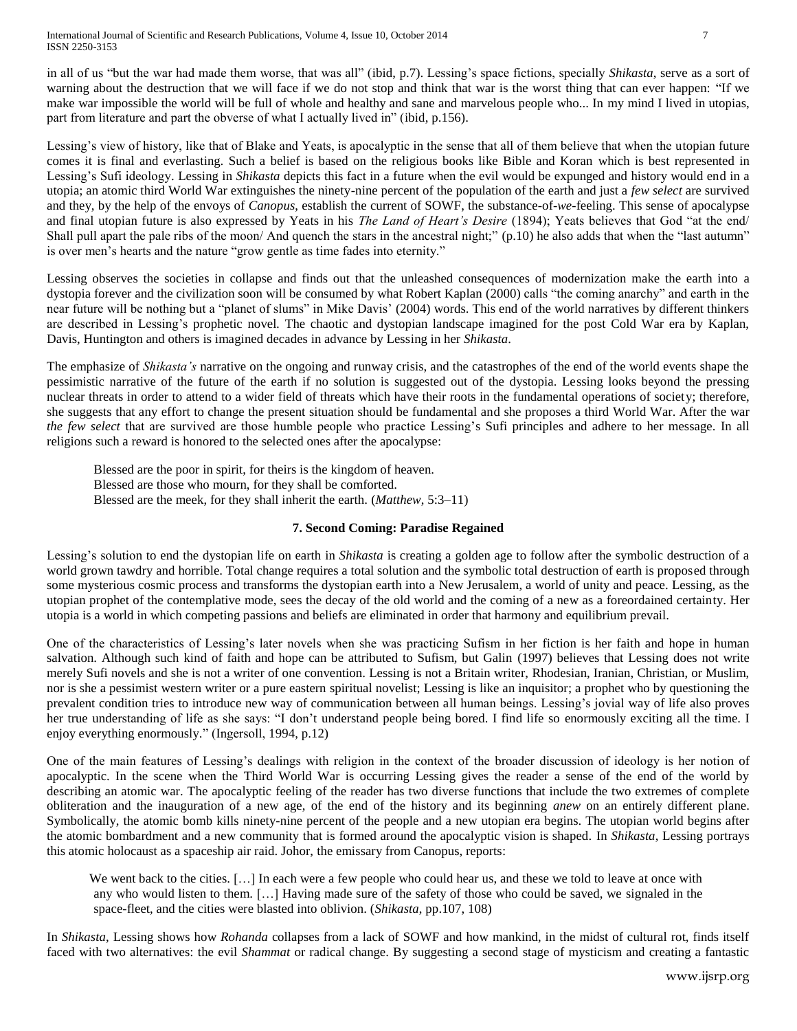in all of us "but the war had made them worse, that was all" (ibid, p.7). Lessing's space fictions, specially *Shikasta*, serve as a sort of warning about the destruction that we will face if we do not stop and think that war is the worst thing that can ever happen: "If we make war impossible the world will be full of whole and healthy and sane and marvelous people who... In my mind I lived in utopias, part from literature and part the obverse of what I actually lived in" (ibid, p.156).

Lessing's view of history, like that of Blake and Yeats, is apocalyptic in the sense that all of them believe that when the utopian future comes it is final and everlasting. Such a belief is based on the religious books like Bible and Koran which is best represented in Lessing's Sufi ideology. Lessing in *Shikasta* depicts this fact in a future when the evil would be expunged and history would end in a utopia; an atomic third World War extinguishes the ninety-nine percent of the population of the earth and just a *few select* are survived and they, by the help of the envoys of *Canopus*, establish the current of SOWF, the substance-of-*we*-feeling. This sense of apocalypse and final utopian future is also expressed by Yeats in his *The Land of Heart's Desire* (1894); Yeats believes that God "at the end/ Shall pull apart the pale ribs of the moon/ And quench the stars in the ancestral night;" (p.10) he also adds that when the "last autumn" is over men's hearts and the nature "grow gentle as time fades into eternity."

Lessing observes the societies in collapse and finds out that the unleashed consequences of modernization make the earth into a dystopia forever and the civilization soon will be consumed by what Robert Kaplan (2000) calls "the coming anarchy" and earth in the near future will be nothing but a "planet of slums" in Mike Davis' (2004) words. This end of the world narratives by different thinkers are described in Lessing's prophetic novel. The chaotic and dystopian landscape imagined for the post Cold War era by Kaplan, Davis, Huntington and others is imagined decades in advance by Lessing in her *Shikasta*.

The emphasize of *Shikasta's* narrative on the ongoing and runway crisis, and the catastrophes of the end of the world events shape the pessimistic narrative of the future of the earth if no solution is suggested out of the dystopia. Lessing looks beyond the pressing nuclear threats in order to attend to a wider field of threats which have their roots in the fundamental operations of society; therefore, she suggests that any effort to change the present situation should be fundamental and she proposes a third World War. After the war *the few select* that are survived are those humble people who practice Lessing's Sufi principles and adhere to her message. In all religions such a reward is honored to the selected ones after the apocalypse:

> Blessed are the poor in spirit, for theirs is the kingdom of heaven.
> Blessed are those who mourn, for they shall be comforted.
> Blessed are the meek, for they shall inherit the earth. (*Matthew*, 5:3–11)

### 7. Second Coming: Paradise Regained

Lessing's solution to end the dystopian life on earth in *Shikasta* is creating a golden age to follow after the symbolic destruction of a world grown tawdry and horrible. Total change requires a total solution and the symbolic total destruction of earth is proposed through some mysterious cosmic process and transforms the dystopian earth into a New Jerusalem, a world of unity and peace. Lessing, as the utopian prophet of the contemplative mode, sees the decay of the old world and the coming of a new as a foreordained certainty. Her utopia is a world in which competing passions and beliefs are eliminated in order that harmony and equilibrium prevail.

One of the characteristics of Lessing's later novels when she was practicing Sufism in her fiction is her faith and hope in human salvation. Although such kind of faith and hope can be attributed to Sufism, but Galin (1997) believes that Lessing does not write merely Sufi novels and she is not a writer of one convention. Lessing is not a Britain writer, Rhodesian, Iranian, Christian, or Muslim, nor is she a pessimist western writer or a pure eastern spiritual novelist; Lessing is like an inquisitor; a prophet who by questioning the prevalent condition tries to introduce new way of communication between all human beings. Lessing's jovial way of life also proves her true understanding of life as she says: "I don't understand people being bored. I find life so enormously exciting all the time. I enjoy everything enormously." (Ingersoll, 1994, p.12)

One of the main features of Lessing's dealings with religion in the context of the broader discussion of ideology is her notion of apocalyptic. In the scene when the Third World War is occurring Lessing gives the reader a sense of the end of the world by describing an atomic war. The apocalyptic feeling of the reader has two diverse functions that include the two extremes of complete obliteration and the inauguration of a new age, of the end of the history and its beginning *anew* on an entirely different plane. Symbolically, the atomic bomb kills ninety-nine percent of the people and a new utopian era begins. The utopian world begins after the atomic bombardment and a new community that is formed around the apocalyptic vision is shaped. In *Shikasta*, Lessing portrays this atomic holocaust as a spaceship air raid. Johor, the emissary from Canopus, reports:

> We went back to the cities. […] In each were a few people who could hear us, and these we told to leave at once with any who would listen to them. […] Having made sure of the safety of those who could be saved, we signaled in the space-fleet, and the cities were blasted into oblivion. (*Shikasta*, pp.107, 108)

In *Shikasta*, Lessing shows how *Rohanda* collapses from a lack of SOWF and how mankind, in the midst of cultural rot, finds itself faced with two alternatives: the evil *Shammat* or radical change. By suggesting a second stage of mysticism and creating a fantastic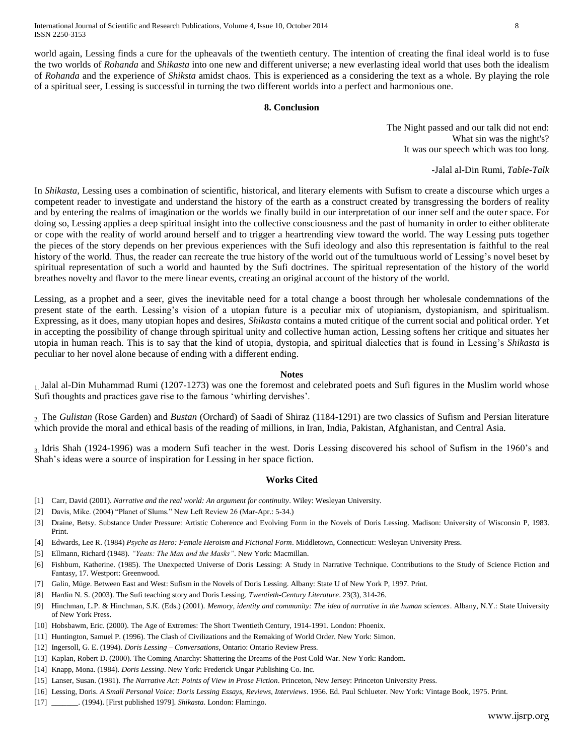world again, Lessing finds a cure for the upheavals of the twentieth century. The intention of creating the final ideal world is to fuse the two worlds of *Rohanda* and *Shikasta* into one new and different universe; a new everlasting ideal world that uses both the idealism of *Rohanda* and the experience of *Shiksta* amidst chaos. This is experienced as a considering the text as a whole. By playing the role of a spiritual seer, Lessing is successful in turning the two different worlds into a perfect and harmonious one.

## 8. Conclusion

> The Night passed and our talk did not end:
> What sin was the night's?
> It was our speech which was too long.
>
> -Jalal al-Din Rumi, *Table-Talk*

In *Shikasta*, Lessing uses a combination of scientific, historical, and literary elements with Sufism to create a discourse which urges a competent reader to investigate and understand the history of the earth as a construct created by transgressing the borders of reality and by entering the realms of imagination or the worlds we finally build in our interpretation of our inner self and the outer space. For doing so, Lessing applies a deep spiritual insight into the collective consciousness and the past of humanity in order to either obliterate or cope with the reality of world around herself and to trigger a heartrending view toward the world. The way Lessing puts together the pieces of the story depends on her previous experiences with the Sufi ideology and also this representation is faithful to the real history of the world. Thus, the reader can recreate the true history of the world out of the tumultuous world of Lessing's novel beset by spiritual representation of such a world and haunted by the Sufi doctrines. The spiritual representation of the history of the world breathes novelty and flavor to the mere linear events, creating an original account of the history of the world.

Lessing, as a prophet and a seer, gives the inevitable need for a total change a boost through her wholesale condemnations of the present state of the earth. Lessing's vision of a utopian future is a peculiar mix of utopianism, dystopianism, and spiritualism. Expressing, as it does, many utopian hopes and desires, *Shikasta* contains a muted critique of the current social and political order. Yet in accepting the possibility of change through spiritual unity and collective human action, Lessing softens her critique and situates her utopia in human reach. This is to say that the kind of utopia, dystopia, and spiritual dialectics that is found in Lessing's *Shikasta* is peculiar to her novel alone because of ending with a different ending.

### Notes

1. Jalal al-Din Muhammad Rumi (1207-1273) was one the foremost and celebrated poets and Sufi figures in the Muslim world whose Sufi thoughts and practices gave rise to the famous 'whirling dervishes'.

2. The *Gulistan* (Rose Garden) and *Bustan* (Orchard) of Saadi of Shiraz (1184-1291) are two classics of Sufism and Persian literature which provide the moral and ethical basis of the reading of millions, in Iran, India, Pakistan, Afghanistan, and Central Asia.

3. Idris Shah (1924-1996) was a modern Sufi teacher in the west. Doris Lessing discovered his school of Sufism in the 1960's and Shah's ideas were a source of inspiration for Lessing in her space fiction.

## Works Cited

[1] Carr, David (2001). *Narrative and the real world: An argument for continuity*. Wiley: Wesleyan University.

[2] Davis, Mike. (2004) "Planet of Slums." New Left Review 26 (Mar-Apr.: 5-34.)

[3] Draine, Betsy. Substance Under Pressure: Artistic Coherence and Evolving Form in the Novels of Doris Lessing. Madison: University of Wisconsin P, 1983. Print.

[4] Edwards, Lee R. (1984) *Psyche as Hero: Female Heroism and Fictional Form*. Middletown, Connecticut: Wesleyan University Press.

[5] Ellmann, Richard (1948). *"Yeats: The Man and the Masks"*. New York: Macmillan.

[6] Fishburn, Katherine. (1985). The Unexpected Universe of Doris Lessing: A Study in Narrative Technique. Contributions to the Study of Science Fiction and Fantasy, 17. Westport: Greenwood.

[7] Galin, Müge. Between East and West: Sufism in the Novels of Doris Lessing. Albany: State U of New York P, 1997. Print.

[8] Hardin N. S. (2003). The Sufi teaching story and Doris Lessing. *Twentieth-Century Literature*. 23(3), 314-26.

[9] Hinchman, L.P. & Hinchman, S.K. (Eds.) (2001). *Memory, identity and community: The idea of narrative in the human sciences*. Albany, N.Y.: State University of New York Press.

[10] Hobsbawm, Eric. (2000). The Age of Extremes: The Short Twentieth Century, 1914-1991. London: Phoenix.

[11] Huntington, Samuel P. (1996). The Clash of Civilizations and the Remaking of World Order. New York: Simon.

[12] Ingersoll, G. E. (1994). *Doris Lessing – Conversations*, Ontario: Ontario Review Press.

[13] Kaplan, Robert D. (2000). The Coming Anarchy: Shattering the Dreams of the Post Cold War. New York: Random.

[14] Knapp, Mona. (1984). *Doris Lessing*. New York: Frederick Ungar Publishing Co. Inc.

[15] Lanser, Susan. (1981). *The Narrative Act: Points of View in Prose Fiction*. Princeton, New Jersey: Princeton University Press.

[16] Lessing, Doris. *A Small Personal Voice: Doris Lessing Essays, Reviews, Interviews*. 1956. Ed. Paul Schlueter. New York: Vintage Book, 1975. Print.

[17] _______. (1994). [First published 1979]. *Shikasta*. London: Flamingo.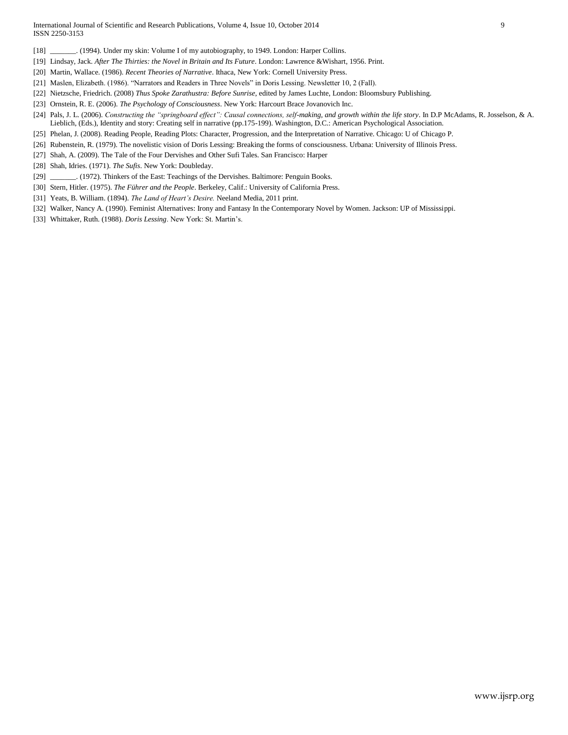[18] _______. (1994). Under my skin: Volume I of my autobiography, to 1949. London: Harper Collins.

[19] Lindsay, Jack. *After The Thirties: the Novel in Britain and Its Future*. London: Lawrence &Wishart, 1956. Print.

[20] Martin, Wallace. (1986). *Recent Theories of Narrative*. Ithaca, New York: Cornell University Press.

[21] Maslen, Elizabeth. (1986). "Narrators and Readers in Three Novels" in Doris Lessing. Newsletter 10, 2 (Fall).

[22] Nietzsche, Friedrich. (2008) *Thus Spoke Zarathustra: Before Sunrise*, edited by James Luchte, London: Bloomsbury Publishing.

[23] Ornstein, R. E. (2006). *The Psychology of Consciousness*. New York: Harcourt Brace Jovanovich Inc.

[24] Pals, J. L. (2006). *Constructing the "springboard effect": Causal connections, self-making, and growth within the life story*. In D.P McAdams, R. Josselson, & A. Lieblich, (Eds.), Identity and story: Creating self in narrative (pp.175-199). Washington, D.C.: American Psychological Association.

[25] Phelan, J. (2008). Reading People, Reading Plots: Character, Progression, and the Interpretation of Narrative. Chicago: U of Chicago P.

[26] Rubenstein, R. (1979). The novelistic vision of Doris Lessing: Breaking the forms of consciousness. Urbana: University of Illinois Press.

[27] Shah, A. (2009). The Tale of the Four Dervishes and Other Sufi Tales. San Francisco: Harper

[28] Shah, Idries. (1971). *The Sufis*. New York: Doubleday.

[29] _______. (1972). Thinkers of the East: Teachings of the Dervishes. Baltimore: Penguin Books.

[30] Stern, Hitler. (1975). *The Führer and the People*. Berkeley, Calif.: University of California Press.

[31] Yeats, B. William. (1894). *The Land of Heart's Desire.* Neeland Media, 2011 print.

[32] Walker, Nancy A. (1990). Feminist Alternatives: Irony and Fantasy In the Contemporary Novel by Women. Jackson: UP of Mississippi.

[33] Whittaker, Ruth. (1988). *Doris Lessing*. New York: St. Martin's.